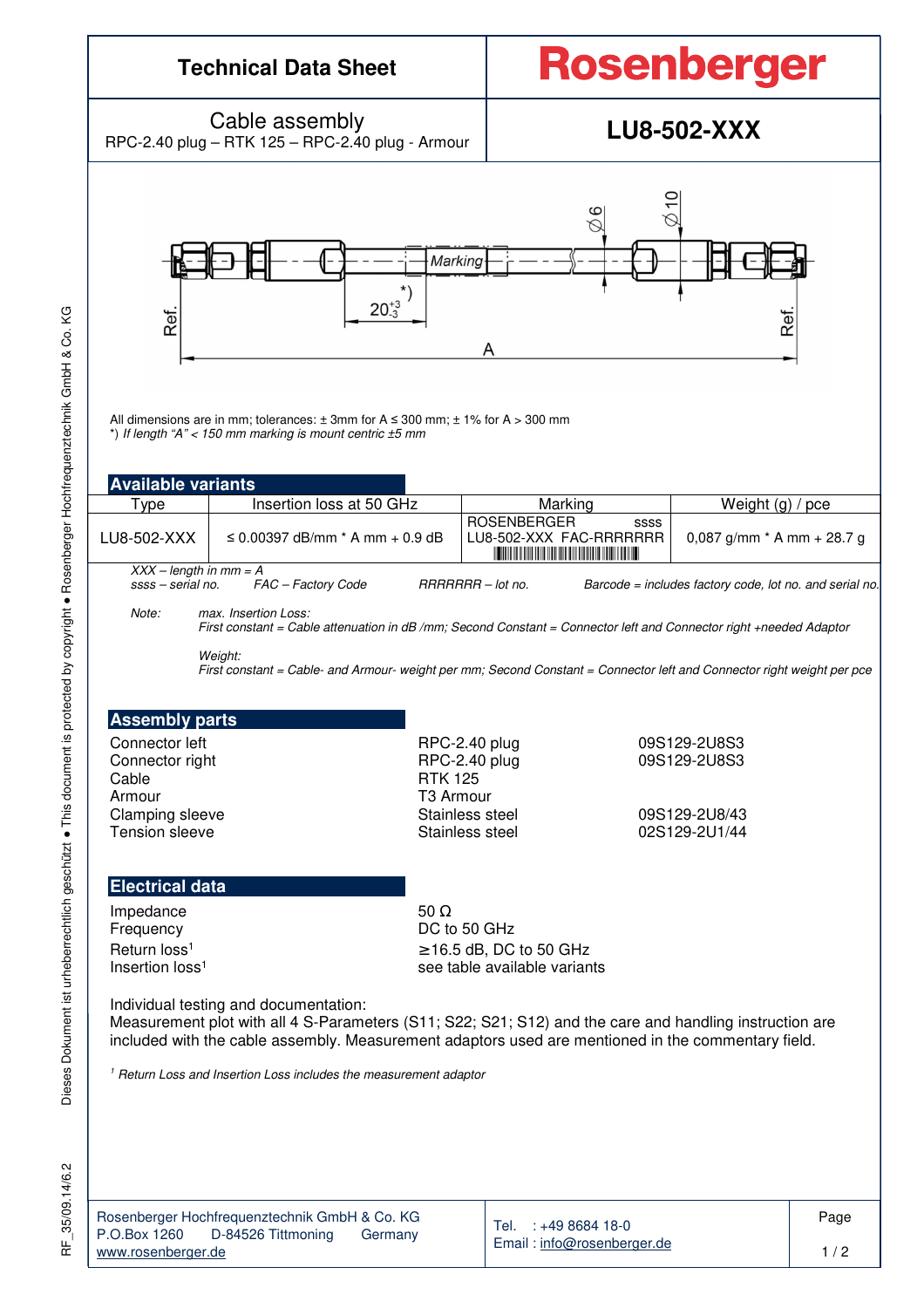# Technical Data Sheet

**Rosenberger**

## Cable assembly

RPC-2.40 plug – RTK 125 – RPC-2.40 plug - Armour

## LU8-502-XXX

Marking

Ø6 Ø10

$20^{+3}_{-3}$ *)

Ref. A Ref.

All dimensions are in mm; tolerances: ± 3mm for A ≤ 300 mm; ± 1% for A > 300 mm
*) *If length "A" < 150 mm marking is mount centric ±5 mm*

## Available variants

| Type | Insertion loss at 50 GHz | Marking | Weight (g) / pce |
|---|---|---|---|
| LU8-502-XXX | ≤ 0.00397 dB/mm * A mm + 0.9 dB | ROSENBERGER ssss LU8-502-XXX FAC-RRRRRRR (barcode) | 0,087 g/mm * A mm + 28.7 g |

*XXX – length in mm = A*
*ssss – serial no.* *FAC – Factory Code* *RRRRRRR – lot no.* *Barcode = includes factory code, lot no. and serial no.*

*Note:* *max. Insertion Loss:*
*First constant = Cable attenuation in dB /mm; Second Constant = Connector left and Connector right +needed Adaptor*

*Weight:*
*First constant = Cable- and Armour- weight per mm; Second Constant = Connector left and Connector right weight per pce*

## Assembly parts

| | | |
|---|---|---|
| Connector left | RPC-2.40 plug | 09S129-2U8S3 |
| Connector right | RPC-2.40 plug | 09S129-2U8S3 |
| Cable | RTK 125 | |
| Armour | T3 Armour | |
| Clamping sleeve | Stainless steel | 09S129-2U8/43 |
| Tension sleeve | Stainless steel | 02S129-2U1/44 |

## Electrical data

| | |
|---|---|
| Impedance | 50 Ω |
| Frequency | DC to 50 GHz |
| Return loss[1] | ≥16.5 dB, DC to 50 GHz |
| Insertion loss[1] | see table available variants |

Individual testing and documentation:
Measurement plot with all 4 S-Parameters (S11; S22; S21; S12) and the care and handling instruction are included with the cable assembly. Measurement adaptors used are mentioned in the commentary field.

[1] *Return Loss and Insertion Loss includes the measurement adaptor*

Rosenberger Hochfrequenztechnik GmbH & Co. KG
P.O.Box 1260 D-84526 Tittmoning Germany
www.rosenberger.de

Tel. : +49 8684 18-0
Email : info@rosenberger.de

Dieses Dokument ist urheberrechtlich geschützt ● This document is protected by copyright ● Rosenberger Hochfrequenztechnik GmbH & Co. KG

RF_35/09.14/6.2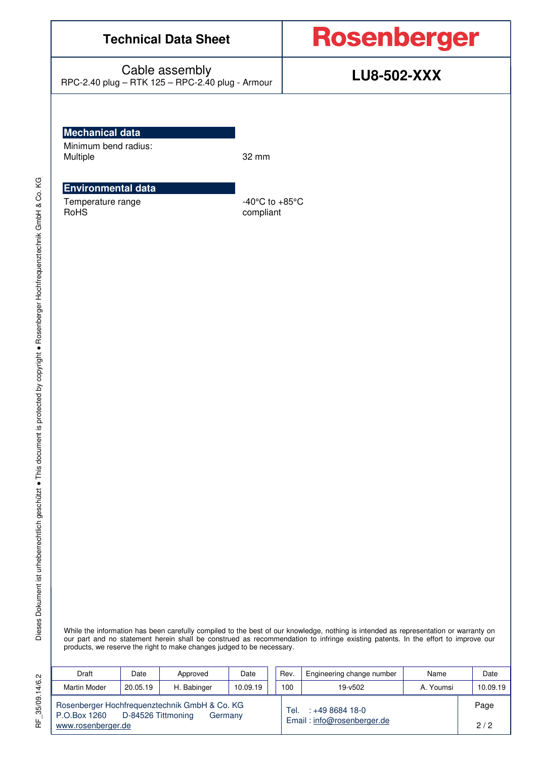## Mechanical data

| | |
|---|---|
| Minimum bend radius: | |
| Multiple | 32 mm |

## Environmental data

| | |
|---|---|
| Temperature range | -40°C to +85°C |
| RoHS | compliant |

While the information has been carefully compiled to the best of our knowledge, nothing is intended as representation or warranty on our part and no statement herein shall be construed as recommendation to infringe existing patents. In the effort to improve our products, we reserve the right to make changes judged to be necessary.

| Draft | Date | Approved | Date | Rev. | Engineering change number | Name | Date |
|---|---|---|---|---|---|---|---|
| Martin Moder | 20.05.19 | H. Babinger | 10.09.19 | 100 | 19-v502 | A. Youmsi | 10.09.19 |

Rosenberger Hochfrequenztechnik GmbH & Co. KG
P.O.Box 1260 D-84526 Tittmoning Germany
www.rosenberger.de

Tel. : +49 8684 18-0
Email : info@rosenberger.de